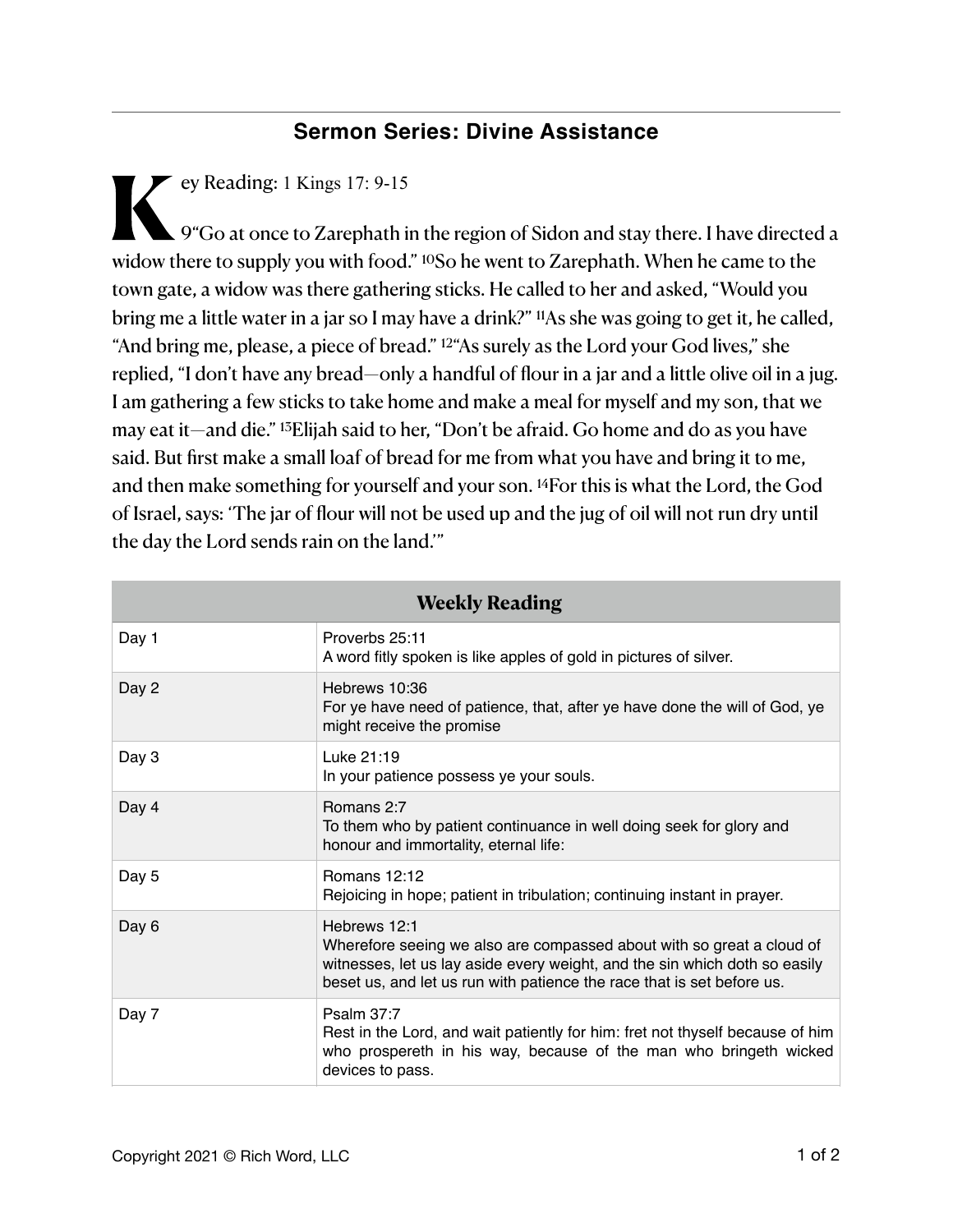## Sermon Series: Divine Assistance

Key Reading: 1 Kings 17: 9-15

9"Go at once to Zarephath in the region of Sidon and stay there. I have directed a widow there to supply you with food." 10So he went to Zarephath. When he came to the town gate, a widow was there gathering sticks. He called to her and asked, "Would you bring me a little water in a jar so I may have a drink?" 11As she was going to get it, he called, "And bring me, please, a piece of bread." 12"As surely as the Lord your God lives," she replied, "I don't have any bread—only a handful of flour in a jar and a little olive oil in a jug. I am gathering a few sticks to take home and make a meal for myself and my son, that we may eat it—and die." 13Elijah said to her, "Don't be afraid. Go home and do as you have said. But first make a small loaf of bread for me from what you have and bring it to me, and then make something for yourself and your son. 14For this is what the Lord, the God of Israel, says: 'The jar of flour will not be used up and the jug of oil will not run dry until the day the Lord sends rain on the land.'"

| Weekly Reading | |
|---|---|
| Day 1 | Proverbs 25:11<br>A word fitly spoken is like apples of gold in pictures of silver. |
| Day 2 | Hebrews 10:36<br>For ye have need of patience, that, after ye have done the will of God, ye might receive the promise |
| Day 3 | Luke 21:19<br>In your patience possess ye your souls. |
| Day 4 | Romans 2:7<br>To them who by patient continuance in well doing seek for glory and honour and immortality, eternal life: |
| Day 5 | Romans 12:12<br>Rejoicing in hope; patient in tribulation; continuing instant in prayer. |
| Day 6 | Hebrews 12:1<br>Wherefore seeing we also are compassed about with so great a cloud of witnesses, let us lay aside every weight, and the sin which doth so easily beset us, and let us run with patience the race that is set before us. |
| Day 7 | Psalm 37:7<br>Rest in the Lord, and wait patiently for him: fret not thyself because of him who prospereth in his way, because of the man who bringeth wicked devices to pass. |

Copyright 2021 © Rich Word, LLC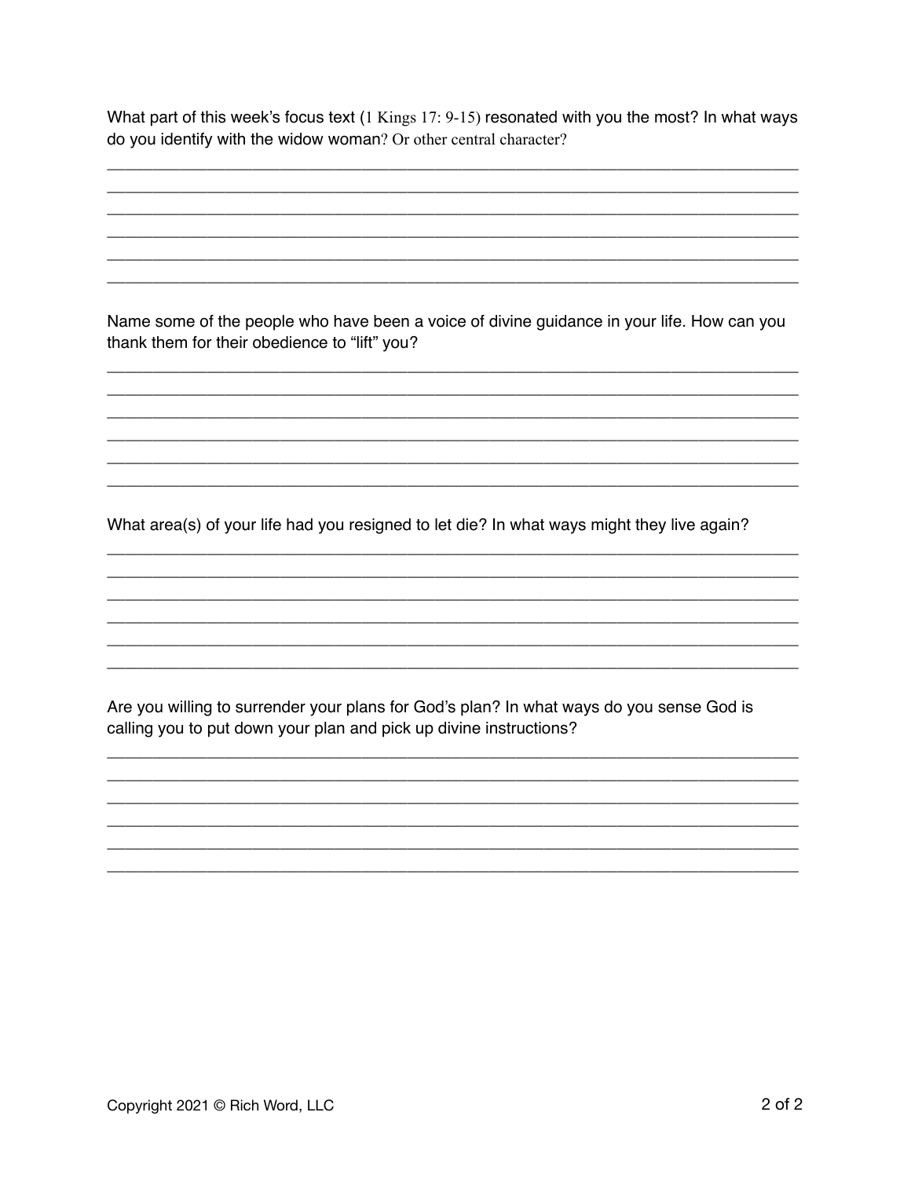What part of this week's focus text (1 Kings 17: 9-15) resonated with you the most? In what ways do you identify with the widow woman? Or other central character?

______________________________________________________________________________
______________________________________________________________________________
______________________________________________________________________________
______________________________________________________________________________
______________________________________________________________________________
______________________________________________________________________________

Name some of the people who have been a voice of divine guidance in your life. How can you thank them for their obedience to "lift" you?

______________________________________________________________________________
______________________________________________________________________________
______________________________________________________________________________
______________________________________________________________________________
______________________________________________________________________________
______________________________________________________________________________

What area(s) of your life had you resigned to let die? In what ways might they live again?

______________________________________________________________________________
______________________________________________________________________________
______________________________________________________________________________
______________________________________________________________________________
______________________________________________________________________________
______________________________________________________________________________

Are you willing to surrender your plans for God's plan? In what ways do you sense God is calling you to put down your plan and pick up divine instructions?

______________________________________________________________________________
______________________________________________________________________________
______________________________________________________________________________
______________________________________________________________________________
______________________________________________________________________________
______________________________________________________________________________

Copyright 2021 © Rich Word, LLC